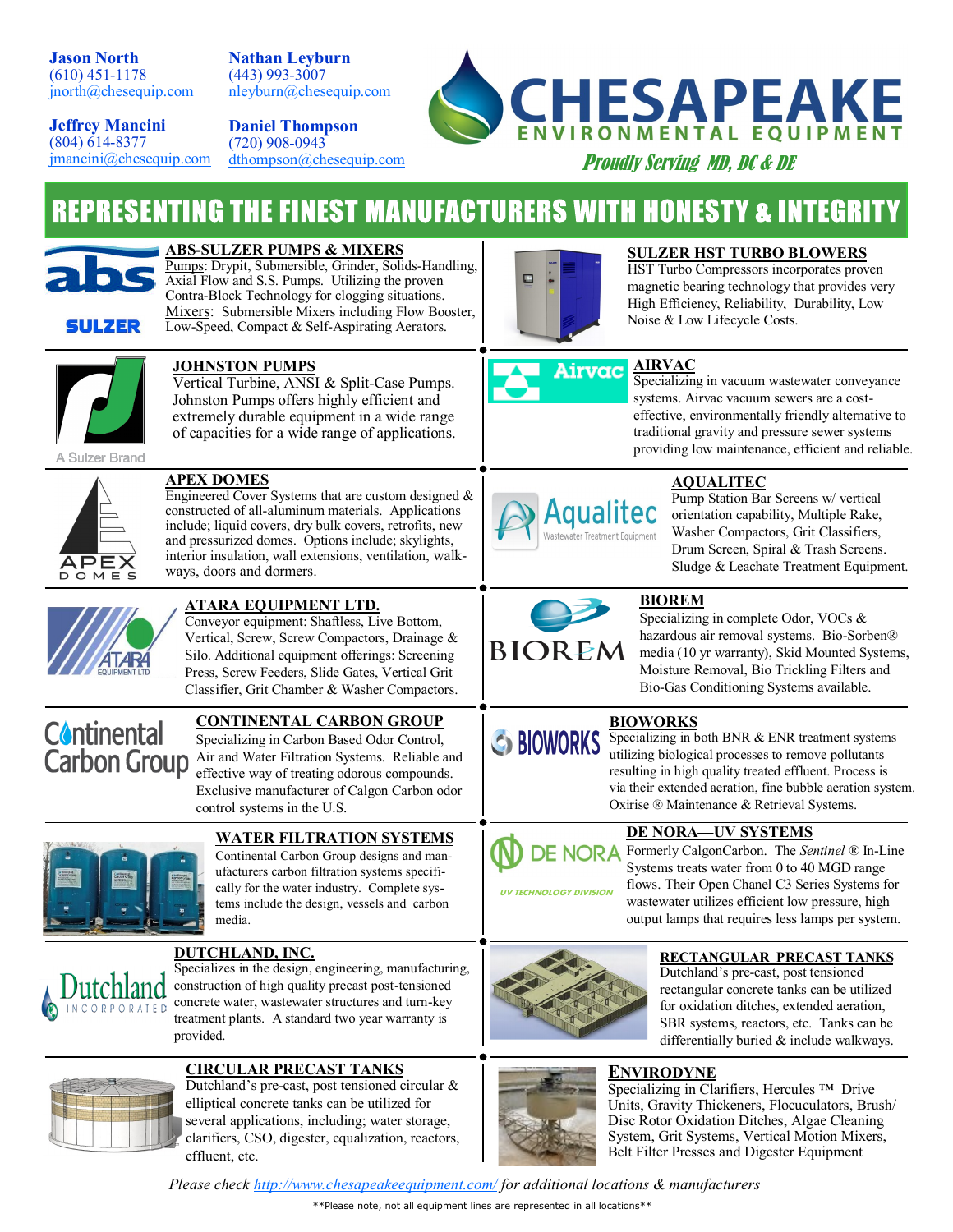**Jason North**
(610) 451-1178
jnorth@chesequip.com

**Nathan Leyburn**
(443) 993-3007
nleyburn@chesequip.com

**Jeffrey Mancini**
(804) 614-8377
jmancini@chesequip.com

**Daniel Thompson**
(720) 908-0943
dthompson@chesequip.com

# CHESAPEAKE ENVIRONMENTAL EQUIPMENT

*Proudly Serving MD, DC & DE*

## REPRESENTING THE FINEST MANUFACTURERS WITH HONESTY & INTEGRITY

### ABS-SULZER PUMPS & MIXERS

Pumps: Drypit, Submersible, Grinder, Solids-Handling, Axial Flow and S.S. Pumps. Utilizing the proven Contra-Block Technology for clogging situations.
Mixers: Submersible Mixers including Flow Booster, Low-Speed, Compact & Self-Aspirating Aerators.

### JOHNSTON PUMPS

A Sulzer Brand

Vertical Turbine, ANSI & Split-Case Pumps. Johnston Pumps offers highly efficient and extremely durable equipment in a wide range of capacities for a wide range of applications.

### APEX DOMES

Engineered Cover Systems that are custom designed & constructed of all-aluminum materials. Applications include; liquid covers, dry bulk covers, retrofits, new and pressurized domes. Options include; skylights, interior insulation, wall extensions, ventilation, walk-ways, doors and dormers.

### ATARA EQUIPMENT LTD.

Conveyor equipment: Shaftless, Live Bottom, Vertical, Screw, Screw Compactors, Drainage & Silo. Additional equipment offerings: Screening Press, Screw Feeders, Slide Gates, Vertical Grit Classifier, Grit Chamber & Washer Compactors.

### CONTINENTAL CARBON GROUP

Specializing in Carbon Based Odor Control, Air and Water Filtration Systems. Reliable and effective way of treating odorous compounds. Exclusive manufacturer of Calgon Carbon odor control systems in the U.S.

### WATER FILTRATION SYSTEMS

Continental Carbon Group designs and manufacturers carbon filtration systems specifically for the water industry. Complete systems include the design, vessels and carbon media.

### DUTCHLAND, INC.

Specializes in the design, engineering, manufacturing, construction of high quality precast post-tensioned concrete water, wastewater structures and turn-key treatment plants. A standard two year warranty is provided.

### CIRCULAR PRECAST TANKS

Dutchland's pre-cast, post tensioned circular & elliptical concrete tanks can be utilized for several applications, including; water storage, clarifiers, CSO, digester, equalization, reactors, effluent, etc.

### SULZER HST TURBO BLOWERS

HST Turbo Compressors incorporates proven magnetic bearing technology that provides very High Efficiency, Reliability, Durability, Low Noise & Low Lifecycle Costs.

### AIRVAC

Specializing in vacuum wastewater conveyance systems. Airvac vacuum sewers are a cost-effective, environmentally friendly alternative to traditional gravity and pressure sewer systems providing low maintenance, efficient and reliable.

### AQUALITEC

Wastewater Treatment Equipment

Pump Station Bar Screens w/ vertical orientation capability, Multiple Rake, Washer Compactors, Grit Classifiers, Drum Screen, Spiral & Trash Screens. Sludge & Leachate Treatment Equipment.

### BIOREM

Specializing in complete Odor, VOCs & hazardous air removal systems. Bio-Sorben® media (10 yr warranty), Skid Mounted Systems, Moisture Removal, Bio Trickling Filters and Bio-Gas Conditioning Systems available.

### BIOWORKS

Specializing in both BNR & ENR treatment systems utilizing biological processes to remove pollutants resulting in high quality treated effluent. Process is via their extended aeration, fine bubble aeration system. Oxirise ® Maintenance & Retrieval Systems.

### DE NORA—UV SYSTEMS

UV TECHNOLOGY DIVISION

Formerly CalgonCarbon. The *Sentinel* ® In-Line Systems treats water from 0 to 40 MGD range flows. Their Open Chanel C3 Series Systems for wastewater utilizes efficient low pressure, high output lamps that requires less lamps per system.

### RECTANGULAR PRECAST TANKS

Dutchland's pre-cast, post tensioned rectangular concrete tanks can be utilized for oxidation ditches, extended aeration, SBR systems, reactors, etc. Tanks can be differentially buried & include walkways.

### ENVIRODYNE

Specializing in Clarifiers, Hercules ™ Drive Units, Gravity Thickeners, Flocuculators, Brush/ Disc Rotor Oxidation Ditches, Algae Cleaning System, Grit Systems, Vertical Motion Mixers, Belt Filter Presses and Digester Equipment

*Please check http://www.chesapeakeequipment.com/ for additional locations & manufacturers*

**Please note, not all equipment lines are represented in all locations**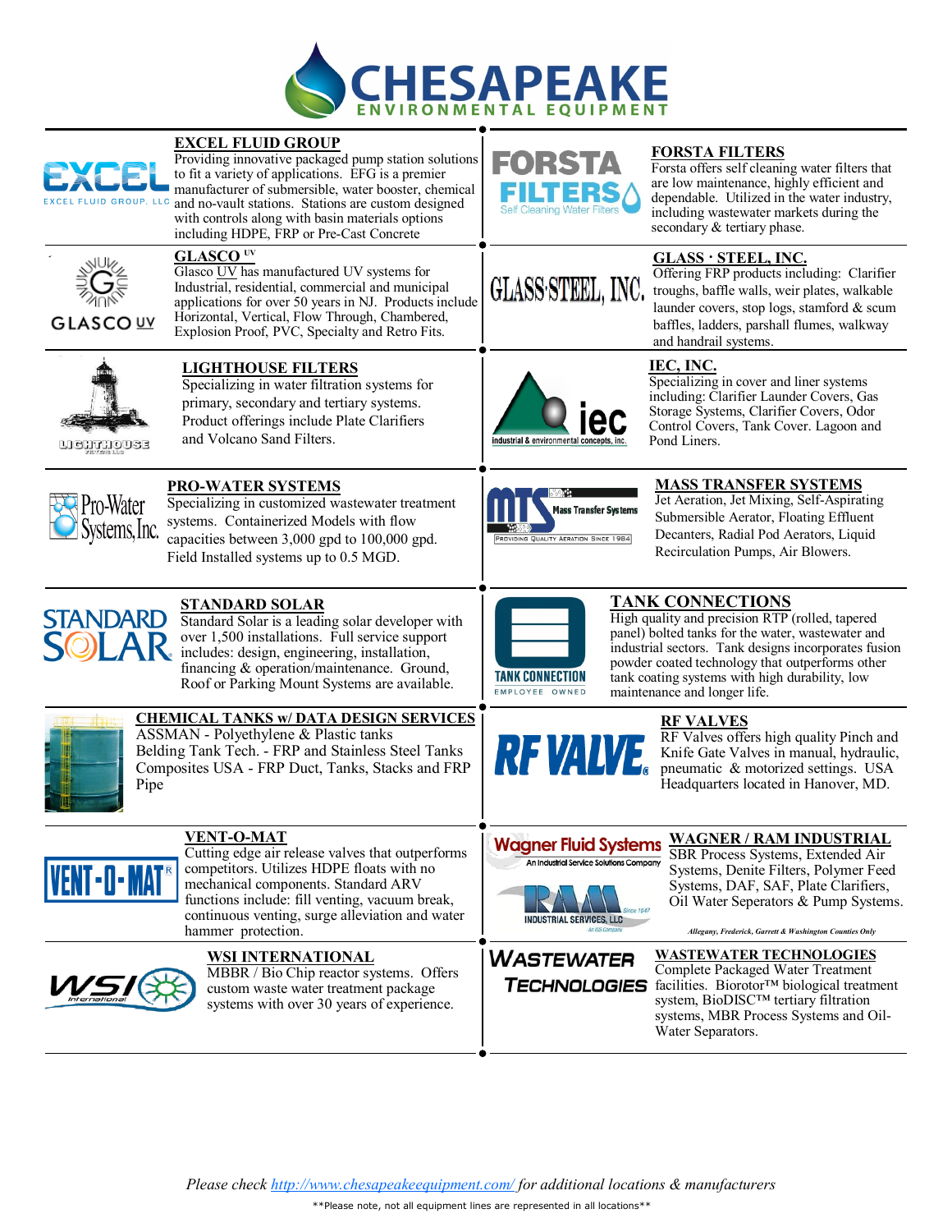# CHESAPEAKE ENVIRONMENTAL EQUIPMENT

## EXCEL FLUID GROUP

Providing innovative packaged pump station solutions to fit a variety of applications. EFG is a premier manufacturer of submersible, water booster, chemical and no-vault stations. Stations are custom designed with controls along with basin materials options including HDPE, FRP or Pre-Cast Concrete

## FORSTA FILTERS

Forsta offers self cleaning water filters that are low maintenance, highly efficient and dependable. Utilized in the water industry, including wastewater markets during the secondary & tertiary phase.

## GLASCO UV

Glasco UV has manufactured UV systems for Industrial, residential, commercial and municipal applications for over 50 years in NJ. Products include Horizontal, Vertical, Flow Through, Chambered, Explosion Proof, PVC, Specialty and Retro Fits.

## GLASS · STEEL, INC.

Offering FRP products including: Clarifier troughs, baffle walls, weir plates, walkable launder covers, stop logs, stamford & scum baffles, ladders, parshall flumes, walkway and handrail systems.

## LIGHTHOUSE FILTERS

Specializing in water filtration systems for primary, secondary and tertiary systems. Product offerings include Plate Clarifiers and Volcano Sand Filters.

## IEC, INC.

Specializing in cover and liner systems including: Clarifier Launder Covers, Gas Storage Systems, Clarifier Covers, Odor Control Covers, Tank Cover. Lagoon and Pond Liners.

## PRO-WATER SYSTEMS

Specializing in customized wastewater treatment systems. Containerized Models with flow capacities between 3,000 gpd to 100,000 gpd. Field Installed systems up to 0.5 MGD.

## MASS TRANSFER SYSTEMS

Jet Aeration, Jet Mixing, Self-Aspirating Submersible Aerator, Floating Effluent Decanters, Radial Pod Aerators, Liquid Recirculation Pumps, Air Blowers.

## STANDARD SOLAR

Standard Solar is a leading solar developer with over 1,500 installations. Full service support includes: design, engineering, installation, financing & operation/maintenance. Ground, Roof or Parking Mount Systems are available.

## TANK CONNECTIONS

High quality and precision RTP (rolled, tapered panel) bolted tanks for the water, wastewater and industrial sectors. Tank designs incorporates fusion powder coated technology that outperforms other tank coating systems with high durability, low maintenance and longer life.

## CHEMICAL TANKS w/ DATA DESIGN SERVICES

ASSMAN - Polyethylene & Plastic tanks
Belding Tank Tech. - FRP and Stainless Steel Tanks
Composites USA - FRP Duct, Tanks, Stacks and FRP Pipe

## RF VALVES

RF Valves offers high quality Pinch and Knife Gate Valves in manual, hydraulic, pneumatic & motorized settings. USA Headquarters located in Hanover, MD.

## VENT-O-MAT

Cutting edge air release valves that outperforms competitors. Utilizes HDPE floats with no mechanical components. Standard ARV functions include: fill venting, vacuum break, continuous venting, surge alleviation and water hammer protection.

## WAGNER / RAM INDUSTRIAL

SBR Process Systems, Extended Air Systems, Denite Filters, Polymer Feed Systems, DAF, SAF, Plate Clarifiers, Oil Water Seperators & Pump Systems.

*Allegany, Frederick, Garrett & Washington Counties Only*

## WSI INTERNATIONAL

MBBR / Bio Chip reactor systems. Offers custom waste water treatment package systems with over 30 years of experience.

## WASTEWATER TECHNOLOGIES

Complete Packaged Water Treatment facilities. Biorotor™ biological treatment system, BioDISC™ tertiary filtration systems, MBR Process Systems and Oil-Water Separators.

*Please check [http://www.chesapeakeequipment.com/](http://www.chesapeakeequipment.com/) for additional locations & manufacturers*

**Please note, not all equipment lines are represented in all locations**